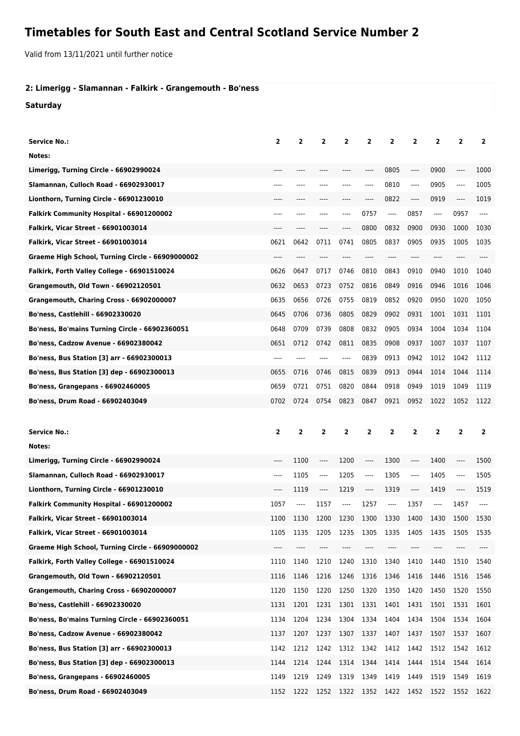# Timetables for South East and Central Scotland Service Number 2

Valid from 13/11/2021 until further notice

## 2: Limerigg - Slamannan - Falkirk - Grangemouth - Bo'ness

### Saturday

| Service No.: | 2 | 2 | 2 | 2 | 2 | 2 | 2 | 2 | 2 | 2 |
|---|---|---|---|---|---|---|---|---|---|---|
| Notes: | | | | | | | | | | |
| Limerigg, Turning Circle - 66902990024 | ---- | ---- | ---- | ---- | ---- | 0805 | ---- | 0900 | ---- | 1000 |
| Slamannan, Culloch Road - 66902930017 | ---- | ---- | ---- | ---- | ---- | 0810 | ---- | 0905 | ---- | 1005 |
| Lionthorn, Turning Circle - 66901230010 | ---- | ---- | ---- | ---- | ---- | 0822 | ---- | 0919 | ---- | 1019 |
| Falkirk Community Hospital - 66901200002 | ---- | ---- | ---- | ---- | 0757 | ---- | 0857 | ---- | 0957 | ---- |
| Falkirk, Vicar Street - 66901003014 | ---- | ---- | ---- | ---- | 0800 | 0832 | 0900 | 0930 | 1000 | 1030 |
| Falkirk, Vicar Street - 66901003014 | 0621 | 0642 | 0711 | 0741 | 0805 | 0837 | 0905 | 0935 | 1005 | 1035 |
| Graeme High School, Turning Circle - 66909000002 | ---- | ---- | ---- | ---- | ---- | ---- | ---- | ---- | ---- | ---- |
| Falkirk, Forth Valley College - 66901510024 | 0626 | 0647 | 0717 | 0746 | 0810 | 0843 | 0910 | 0940 | 1010 | 1040 |
| Grangemouth, Old Town - 66902120501 | 0632 | 0653 | 0723 | 0752 | 0816 | 0849 | 0916 | 0946 | 1016 | 1046 |
| Grangemouth, Charing Cross - 66902000007 | 0635 | 0656 | 0726 | 0755 | 0819 | 0852 | 0920 | 0950 | 1020 | 1050 |
| Bo'ness, Castlehill - 66902330020 | 0645 | 0706 | 0736 | 0805 | 0829 | 0902 | 0931 | 1001 | 1031 | 1101 |
| Bo'ness, Bo'mains Turning Circle - 66902360051 | 0648 | 0709 | 0739 | 0808 | 0832 | 0905 | 0934 | 1004 | 1034 | 1104 |
| Bo'ness, Cadzow Avenue - 66902380042 | 0651 | 0712 | 0742 | 0811 | 0835 | 0908 | 0937 | 1007 | 1037 | 1107 |
| Bo'ness, Bus Station [3] arr - 66902300013 | ---- | ---- | ---- | ---- | 0839 | 0913 | 0942 | 1012 | 1042 | 1112 |
| Bo'ness, Bus Station [3] dep - 66902300013 | 0655 | 0716 | 0746 | 0815 | 0839 | 0913 | 0944 | 1014 | 1044 | 1114 |
| Bo'ness, Grangepans - 66902460005 | 0659 | 0721 | 0751 | 0820 | 0844 | 0918 | 0949 | 1019 | 1049 | 1119 |
| Bo'ness, Drum Road - 66902403049 | 0702 | 0724 | 0754 | 0823 | 0847 | 0921 | 0952 | 1022 | 1052 | 1122 |

| Service No.: | 2 | 2 | 2 | 2 | 2 | 2 | 2 | 2 | 2 | 2 |
|---|---|---|---|---|---|---|---|---|---|---|
| Notes: | | | | | | | | | | |
| Limerigg, Turning Circle - 66902990024 | ---- | 1100 | ---- | 1200 | ---- | 1300 | ---- | 1400 | ---- | 1500 |
| Slamannan, Culloch Road - 66902930017 | ---- | 1105 | ---- | 1205 | ---- | 1305 | ---- | 1405 | ---- | 1505 |
| Lionthorn, Turning Circle - 66901230010 | ---- | 1119 | ---- | 1219 | ---- | 1319 | ---- | 1419 | ---- | 1519 |
| Falkirk Community Hospital - 66901200002 | 1057 | ---- | 1157 | ---- | 1257 | ---- | 1357 | ---- | 1457 | ---- |
| Falkirk, Vicar Street - 66901003014 | 1100 | 1130 | 1200 | 1230 | 1300 | 1330 | 1400 | 1430 | 1500 | 1530 |
| Falkirk, Vicar Street - 66901003014 | 1105 | 1135 | 1205 | 1235 | 1305 | 1335 | 1405 | 1435 | 1505 | 1535 |
| Graeme High School, Turning Circle - 66909000002 | ---- | ---- | ---- | ---- | ---- | ---- | ---- | ---- | ---- | ---- |
| Falkirk, Forth Valley College - 66901510024 | 1110 | 1140 | 1210 | 1240 | 1310 | 1340 | 1410 | 1440 | 1510 | 1540 |
| Grangemouth, Old Town - 66902120501 | 1116 | 1146 | 1216 | 1246 | 1316 | 1346 | 1416 | 1446 | 1516 | 1546 |
| Grangemouth, Charing Cross - 66902000007 | 1120 | 1150 | 1220 | 1250 | 1320 | 1350 | 1420 | 1450 | 1520 | 1550 |
| Bo'ness, Castlehill - 66902330020 | 1131 | 1201 | 1231 | 1301 | 1331 | 1401 | 1431 | 1501 | 1531 | 1601 |
| Bo'ness, Bo'mains Turning Circle - 66902360051 | 1134 | 1204 | 1234 | 1304 | 1334 | 1404 | 1434 | 1504 | 1534 | 1604 |
| Bo'ness, Cadzow Avenue - 66902380042 | 1137 | 1207 | 1237 | 1307 | 1337 | 1407 | 1437 | 1507 | 1537 | 1607 |
| Bo'ness, Bus Station [3] arr - 66902300013 | 1142 | 1212 | 1242 | 1312 | 1342 | 1412 | 1442 | 1512 | 1542 | 1612 |
| Bo'ness, Bus Station [3] dep - 66902300013 | 1144 | 1214 | 1244 | 1314 | 1344 | 1414 | 1444 | 1514 | 1544 | 1614 |
| Bo'ness, Grangepans - 66902460005 | 1149 | 1219 | 1249 | 1319 | 1349 | 1419 | 1449 | 1519 | 1549 | 1619 |
| Bo'ness, Drum Road - 66902403049 | 1152 | 1222 | 1252 | 1322 | 1352 | 1422 | 1452 | 1522 | 1552 | 1622 |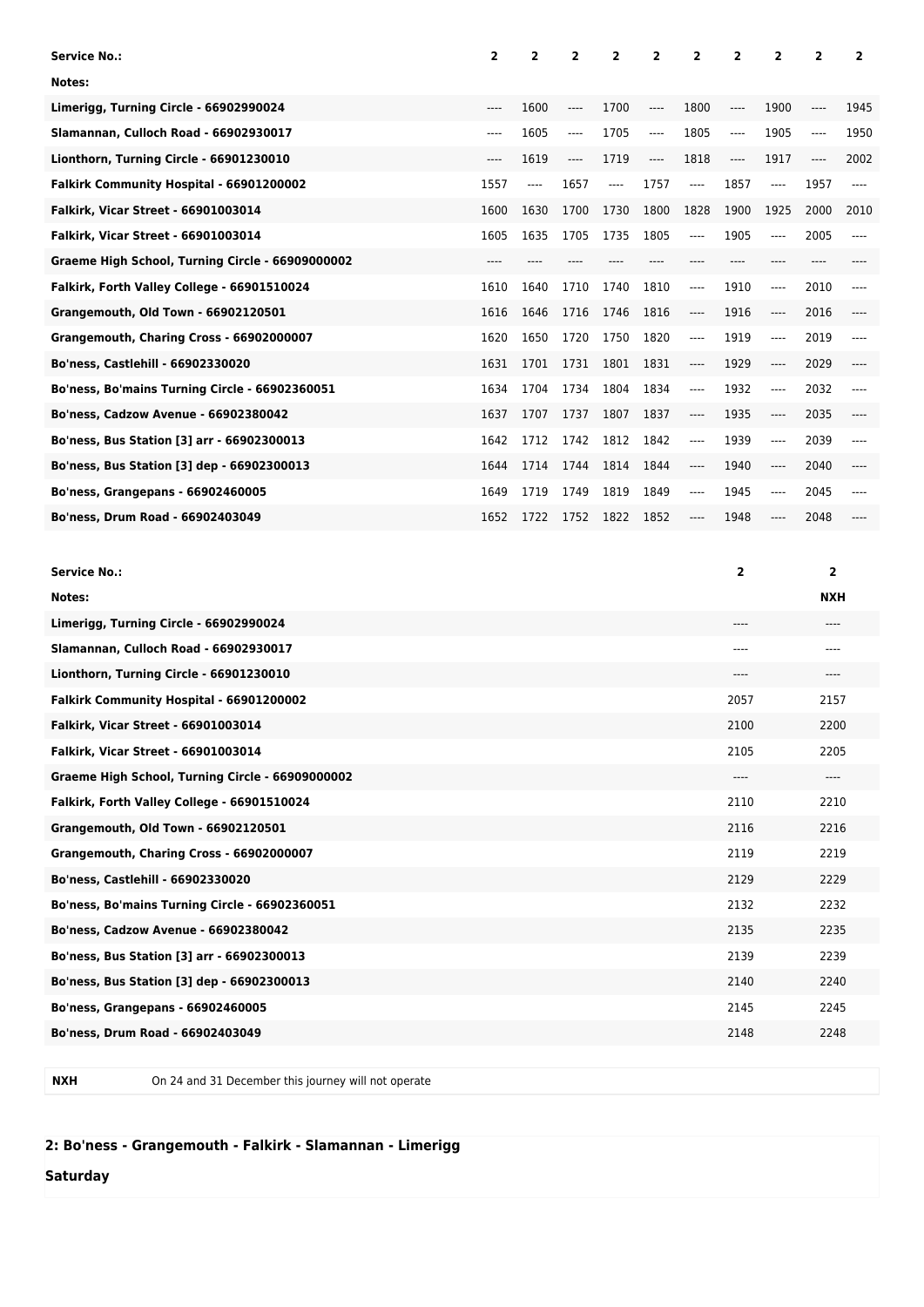| Service No.: | 2 | 2 | 2 | 2 | 2 | 2 | 2 | 2 | 2 | 2 |
|---|---|---|---|---|---|---|---|---|---|---|
| Notes: | | | | | | | | | | |
| Limerigg, Turning Circle - 66902990024 | ---- | 1600 | ---- | 1700 | ---- | 1800 | ---- | 1900 | ---- | 1945 |
| Slamannan, Culloch Road - 66902930017 | ---- | 1605 | ---- | 1705 | ---- | 1805 | ---- | 1905 | ---- | 1950 |
| Lionthorn, Turning Circle - 66901230010 | ---- | 1619 | ---- | 1719 | ---- | 1818 | ---- | 1917 | ---- | 2002 |
| Falkirk Community Hospital - 66901200002 | 1557 | ---- | 1657 | ---- | 1757 | ---- | 1857 | ---- | 1957 | ---- |
| Falkirk, Vicar Street - 66901003014 | 1600 | 1630 | 1700 | 1730 | 1800 | 1828 | 1900 | 1925 | 2000 | 2010 |
| Falkirk, Vicar Street - 66901003014 | 1605 | 1635 | 1705 | 1735 | 1805 | ---- | 1905 | ---- | 2005 | ---- |
| Graeme High School, Turning Circle - 66909000002 | ---- | ---- | ---- | ---- | ---- | ---- | ---- | ---- | ---- | ---- |
| Falkirk, Forth Valley College - 66901510024 | 1610 | 1640 | 1710 | 1740 | 1810 | ---- | 1910 | ---- | 2010 | ---- |
| Grangemouth, Old Town - 66902120501 | 1616 | 1646 | 1716 | 1746 | 1816 | ---- | 1916 | ---- | 2016 | ---- |
| Grangemouth, Charing Cross - 66902000007 | 1620 | 1650 | 1720 | 1750 | 1820 | ---- | 1919 | ---- | 2019 | ---- |
| Bo'ness, Castlehill - 66902330020 | 1631 | 1701 | 1731 | 1801 | 1831 | ---- | 1929 | ---- | 2029 | ---- |
| Bo'ness, Bo'mains Turning Circle - 66902360051 | 1634 | 1704 | 1734 | 1804 | 1834 | ---- | 1932 | ---- | 2032 | ---- |
| Bo'ness, Cadzow Avenue - 66902380042 | 1637 | 1707 | 1737 | 1807 | 1837 | ---- | 1935 | ---- | 2035 | ---- |
| Bo'ness, Bus Station [3] arr - 66902300013 | 1642 | 1712 | 1742 | 1812 | 1842 | ---- | 1939 | ---- | 2039 | ---- |
| Bo'ness, Bus Station [3] dep - 66902300013 | 1644 | 1714 | 1744 | 1814 | 1844 | ---- | 1940 | ---- | 2040 | ---- |
| Bo'ness, Grangepans - 66902460005 | 1649 | 1719 | 1749 | 1819 | 1849 | ---- | 1945 | ---- | 2045 | ---- |
| Bo'ness, Drum Road - 66902403049 | 1652 | 1722 | 1752 | 1822 | 1852 | ---- | 1948 | ---- | 2048 | ---- |

| Service No.: | 2 | 2 |
|---|---|---|
| Notes: | | NXH |
| Limerigg, Turning Circle - 66902990024 | ---- | ---- |
| Slamannan, Culloch Road - 66902930017 | ---- | ---- |
| Lionthorn, Turning Circle - 66901230010 | ---- | ---- |
| Falkirk Community Hospital - 66901200002 | 2057 | 2157 |
| Falkirk, Vicar Street - 66901003014 | 2100 | 2200 |
| Falkirk, Vicar Street - 66901003014 | 2105 | 2205 |
| Graeme High School, Turning Circle - 66909000002 | ---- | ---- |
| Falkirk, Forth Valley College - 66901510024 | 2110 | 2210 |
| Grangemouth, Old Town - 66902120501 | 2116 | 2216 |
| Grangemouth, Charing Cross - 66902000007 | 2119 | 2219 |
| Bo'ness, Castlehill - 66902330020 | 2129 | 2229 |
| Bo'ness, Bo'mains Turning Circle - 66902360051 | 2132 | 2232 |
| Bo'ness, Cadzow Avenue - 66902380042 | 2135 | 2235 |
| Bo'ness, Bus Station [3] arr - 66902300013 | 2139 | 2239 |
| Bo'ness, Bus Station [3] dep - 66902300013 | 2140 | 2240 |
| Bo'ness, Grangepans - 66902460005 | 2145 | 2245 |
| Bo'ness, Drum Road - 66902403049 | 2148 | 2248 |

| | |
|---|---|
| **NXH** | On 24 and 31 December this journey will not operate |

## 2: Bo'ness - Grangemouth - Falkirk - Slamannan - Limerigg

**Saturday**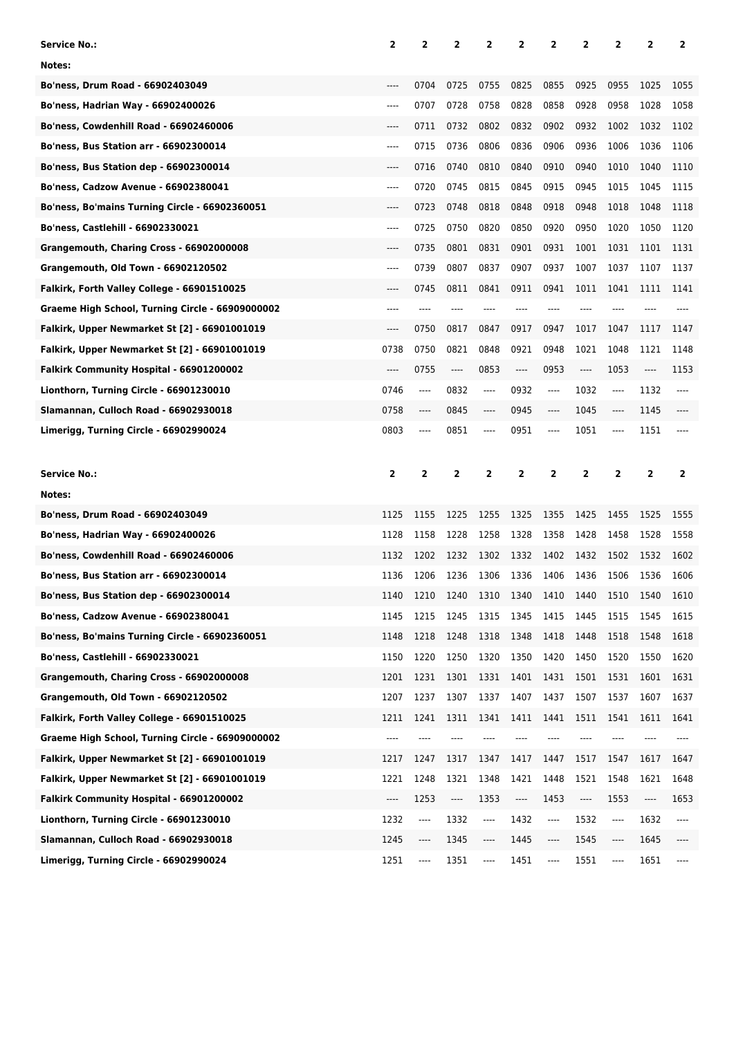| Service No.: | 2 | 2 | 2 | 2 | 2 | 2 | 2 | 2 | 2 | 2 |
|---|---|---|---|---|---|---|---|---|---|---|
| Notes: | | | | | | | | | | |
| Bo'ness, Drum Road - 66902403049 | ---- | 0704 | 0725 | 0755 | 0825 | 0855 | 0925 | 0955 | 1025 | 1055 |
| Bo'ness, Hadrian Way - 66902400026 | ---- | 0707 | 0728 | 0758 | 0828 | 0858 | 0928 | 0958 | 1028 | 1058 |
| Bo'ness, Cowdenhill Road - 66902460006 | ---- | 0711 | 0732 | 0802 | 0832 | 0902 | 0932 | 1002 | 1032 | 1102 |
| Bo'ness, Bus Station arr - 66902300014 | ---- | 0715 | 0736 | 0806 | 0836 | 0906 | 0936 | 1006 | 1036 | 1106 |
| Bo'ness, Bus Station dep - 66902300014 | ---- | 0716 | 0740 | 0810 | 0840 | 0910 | 0940 | 1010 | 1040 | 1110 |
| Bo'ness, Cadzow Avenue - 66902380041 | ---- | 0720 | 0745 | 0815 | 0845 | 0915 | 0945 | 1015 | 1045 | 1115 |
| Bo'ness, Bo'mains Turning Circle - 66902360051 | ---- | 0723 | 0748 | 0818 | 0848 | 0918 | 0948 | 1018 | 1048 | 1118 |
| Bo'ness, Castlehill - 66902330021 | ---- | 0725 | 0750 | 0820 | 0850 | 0920 | 0950 | 1020 | 1050 | 1120 |
| Grangemouth, Charing Cross - 66902000008 | ---- | 0735 | 0801 | 0831 | 0901 | 0931 | 1001 | 1031 | 1101 | 1131 |
| Grangemouth, Old Town - 66902120502 | ---- | 0739 | 0807 | 0837 | 0907 | 0937 | 1007 | 1037 | 1107 | 1137 |
| Falkirk, Forth Valley College - 66901510025 | ---- | 0745 | 0811 | 0841 | 0911 | 0941 | 1011 | 1041 | 1111 | 1141 |
| Graeme High School, Turning Circle - 66909000002 | ---- | ---- | ---- | ---- | ---- | ---- | ---- | ---- | ---- | ---- |
| Falkirk, Upper Newmarket St [2] - 66901001019 | ---- | 0750 | 0817 | 0847 | 0917 | 0947 | 1017 | 1047 | 1117 | 1147 |
| Falkirk, Upper Newmarket St [2] - 66901001019 | 0738 | 0750 | 0821 | 0848 | 0921 | 0948 | 1021 | 1048 | 1121 | 1148 |
| Falkirk Community Hospital - 66901200002 | ---- | 0755 | ---- | 0853 | ---- | 0953 | ---- | 1053 | ---- | 1153 |
| Lionthorn, Turning Circle - 66901230010 | 0746 | ---- | 0832 | ---- | 0932 | ---- | 1032 | ---- | 1132 | ---- |
| Slamannan, Culloch Road - 66902930018 | 0758 | ---- | 0845 | ---- | 0945 | ---- | 1045 | ---- | 1145 | ---- |
| Limerigg, Turning Circle - 66902990024 | 0803 | ---- | 0851 | ---- | 0951 | ---- | 1051 | ---- | 1151 | ---- |

| Service No.: | 2 | 2 | 2 | 2 | 2 | 2 | 2 | 2 | 2 | 2 |
|---|---|---|---|---|---|---|---|---|---|---|
| Notes: | | | | | | | | | | |
| Bo'ness, Drum Road - 66902403049 | 1125 | 1155 | 1225 | 1255 | 1325 | 1355 | 1425 | 1455 | 1525 | 1555 |
| Bo'ness, Hadrian Way - 66902400026 | 1128 | 1158 | 1228 | 1258 | 1328 | 1358 | 1428 | 1458 | 1528 | 1558 |
| Bo'ness, Cowdenhill Road - 66902460006 | 1132 | 1202 | 1232 | 1302 | 1332 | 1402 | 1432 | 1502 | 1532 | 1602 |
| Bo'ness, Bus Station arr - 66902300014 | 1136 | 1206 | 1236 | 1306 | 1336 | 1406 | 1436 | 1506 | 1536 | 1606 |
| Bo'ness, Bus Station dep - 66902300014 | 1140 | 1210 | 1240 | 1310 | 1340 | 1410 | 1440 | 1510 | 1540 | 1610 |
| Bo'ness, Cadzow Avenue - 66902380041 | 1145 | 1215 | 1245 | 1315 | 1345 | 1415 | 1445 | 1515 | 1545 | 1615 |
| Bo'ness, Bo'mains Turning Circle - 66902360051 | 1148 | 1218 | 1248 | 1318 | 1348 | 1418 | 1448 | 1518 | 1548 | 1618 |
| Bo'ness, Castlehill - 66902330021 | 1150 | 1220 | 1250 | 1320 | 1350 | 1420 | 1450 | 1520 | 1550 | 1620 |
| Grangemouth, Charing Cross - 66902000008 | 1201 | 1231 | 1301 | 1331 | 1401 | 1431 | 1501 | 1531 | 1601 | 1631 |
| Grangemouth, Old Town - 66902120502 | 1207 | 1237 | 1307 | 1337 | 1407 | 1437 | 1507 | 1537 | 1607 | 1637 |
| Falkirk, Forth Valley College - 66901510025 | 1211 | 1241 | 1311 | 1341 | 1411 | 1441 | 1511 | 1541 | 1611 | 1641 |
| Graeme High School, Turning Circle - 66909000002 | ---- | ---- | ---- | ---- | ---- | ---- | ---- | ---- | ---- | ---- |
| Falkirk, Upper Newmarket St [2] - 66901001019 | 1217 | 1247 | 1317 | 1347 | 1417 | 1447 | 1517 | 1547 | 1617 | 1647 |
| Falkirk, Upper Newmarket St [2] - 66901001019 | 1221 | 1248 | 1321 | 1348 | 1421 | 1448 | 1521 | 1548 | 1621 | 1648 |
| Falkirk Community Hospital - 66901200002 | ---- | 1253 | ---- | 1353 | ---- | 1453 | ---- | 1553 | ---- | 1653 |
| Lionthorn, Turning Circle - 66901230010 | 1232 | ---- | 1332 | ---- | 1432 | ---- | 1532 | ---- | 1632 | ---- |
| Slamannan, Culloch Road - 66902930018 | 1245 | ---- | 1345 | ---- | 1445 | ---- | 1545 | ---- | 1645 | ---- |
| Limerigg, Turning Circle - 66902990024 | 1251 | ---- | 1351 | ---- | 1451 | ---- | 1551 | ---- | 1651 | ---- |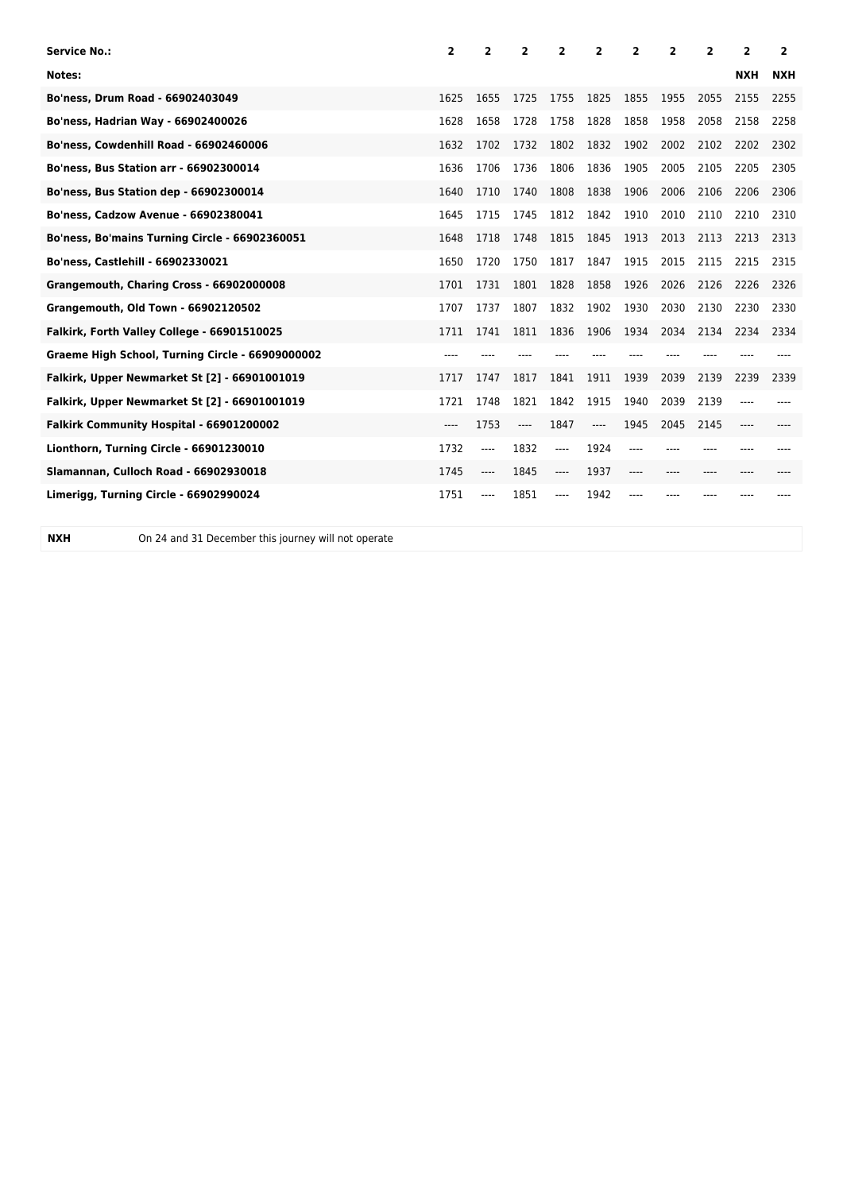| Service No.: | 2 | 2 | 2 | 2 | 2 | 2 | 2 | 2 | 2 | 2 |
|---|---|---|---|---|---|---|---|---|---|---|
| Notes: | | | | | | | | | NXH | NXH |
| Bo'ness, Drum Road - 66902403049 | 1625 | 1655 | 1725 | 1755 | 1825 | 1855 | 1955 | 2055 | 2155 | 2255 |
| Bo'ness, Hadrian Way - 66902400026 | 1628 | 1658 | 1728 | 1758 | 1828 | 1858 | 1958 | 2058 | 2158 | 2258 |
| Bo'ness, Cowdenhill Road - 66902460006 | 1632 | 1702 | 1732 | 1802 | 1832 | 1902 | 2002 | 2102 | 2202 | 2302 |
| Bo'ness, Bus Station arr - 66902300014 | 1636 | 1706 | 1736 | 1806 | 1836 | 1905 | 2005 | 2105 | 2205 | 2305 |
| Bo'ness, Bus Station dep - 66902300014 | 1640 | 1710 | 1740 | 1808 | 1838 | 1906 | 2006 | 2106 | 2206 | 2306 |
| Bo'ness, Cadzow Avenue - 66902380041 | 1645 | 1715 | 1745 | 1812 | 1842 | 1910 | 2010 | 2110 | 2210 | 2310 |
| Bo'ness, Bo'mains Turning Circle - 66902360051 | 1648 | 1718 | 1748 | 1815 | 1845 | 1913 | 2013 | 2113 | 2213 | 2313 |
| Bo'ness, Castlehill - 66902330021 | 1650 | 1720 | 1750 | 1817 | 1847 | 1915 | 2015 | 2115 | 2215 | 2315 |
| Grangemouth, Charing Cross - 66902000008 | 1701 | 1731 | 1801 | 1828 | 1858 | 1926 | 2026 | 2126 | 2226 | 2326 |
| Grangemouth, Old Town - 66902120502 | 1707 | 1737 | 1807 | 1832 | 1902 | 1930 | 2030 | 2130 | 2230 | 2330 |
| Falkirk, Forth Valley College - 66901510025 | 1711 | 1741 | 1811 | 1836 | 1906 | 1934 | 2034 | 2134 | 2234 | 2334 |
| Graeme High School, Turning Circle - 66909000002 | ---- | ---- | ---- | ---- | ---- | ---- | ---- | ---- | ---- | ---- |
| Falkirk, Upper Newmarket St [2] - 66901001019 | 1717 | 1747 | 1817 | 1841 | 1911 | 1939 | 2039 | 2139 | 2239 | 2339 |
| Falkirk, Upper Newmarket St [2] - 66901001019 | 1721 | 1748 | 1821 | 1842 | 1915 | 1940 | 2039 | 2139 | ---- | ---- |
| Falkirk Community Hospital - 66901200002 | ---- | 1753 | ---- | 1847 | ---- | 1945 | 2045 | 2145 | ---- | ---- |
| Lionthorn, Turning Circle - 66901230010 | 1732 | ---- | 1832 | ---- | 1924 | ---- | ---- | ---- | ---- | ---- |
| Slamannan, Culloch Road - 66902930018 | 1745 | ---- | 1845 | ---- | 1937 | ---- | ---- | ---- | ---- | ---- |
| Limerigg, Turning Circle - 66902990024 | 1751 | ---- | 1851 | ---- | 1942 | ---- | ---- | ---- | ---- | ---- |

| | |
|---|---|
| NXH | On 24 and 31 December this journey will not operate |